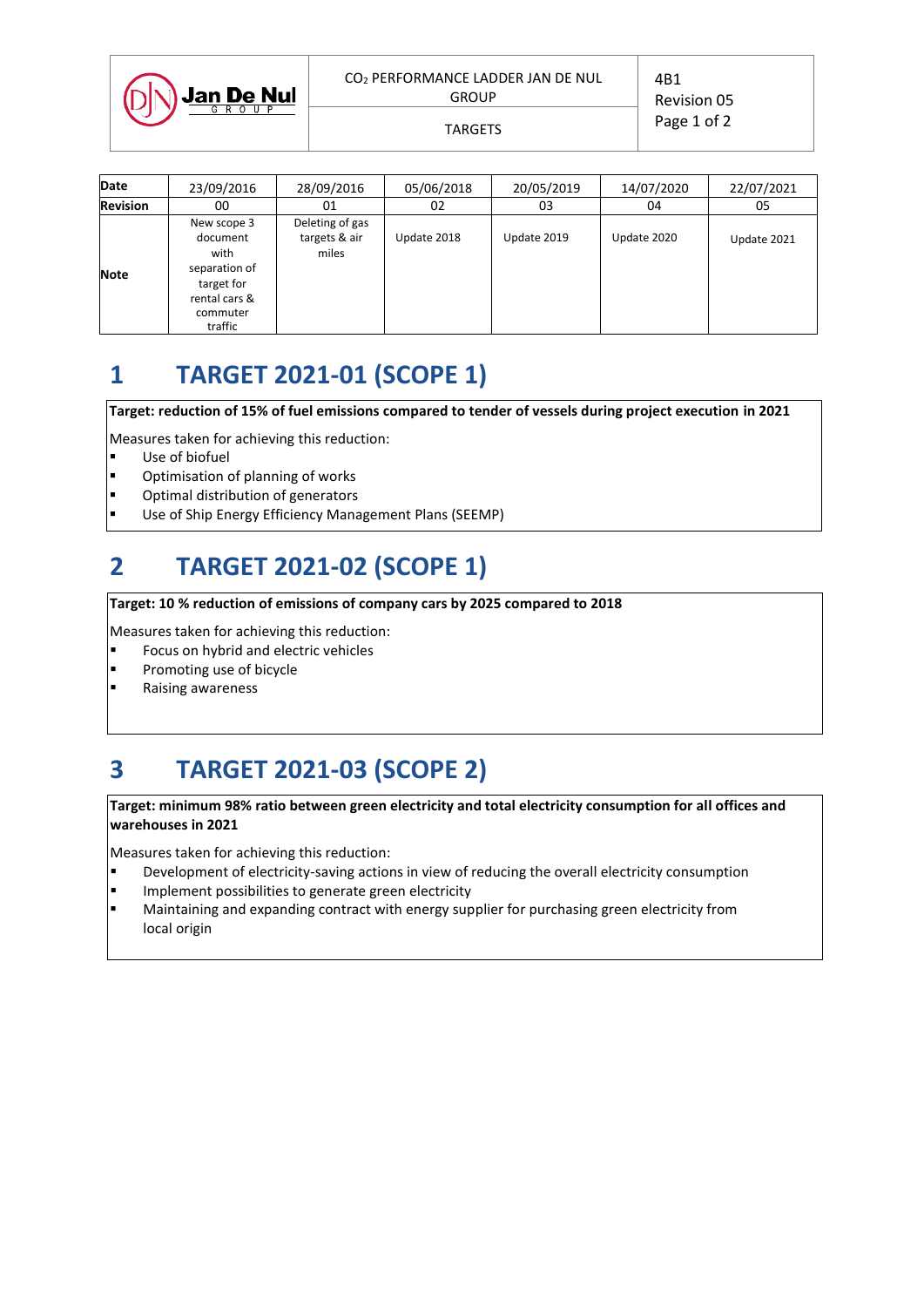| Date | 23/09/2016 | 28/09/2016 | 05/06/2018 | 20/05/2019 | 14/07/2020 | 22/07/2021 |
|---|---|---|---|---|---|---|
| Revision | 00 | 01 | 02 | 03 | 04 | 05 |
| Note | New scope 3 document with separation of target for rental cars & commuter traffic | Deleting of gas targets & air miles | Update 2018 | Update 2019 | Update 2020 | Update 2021 |

# 1 TARGET 2021-01 (SCOPE 1)

**Target: reduction of 15% of fuel emissions compared to tender of vessels during project execution in 2021**

Measures taken for achieving this reduction:

- Use of biofuel
- Optimisation of planning of works
- Optimal distribution of generators
- Use of Ship Energy Efficiency Management Plans (SEEMP)

# 2 TARGET 2021-02 (SCOPE 1)

**Target: 10 % reduction of emissions of company cars by 2025 compared to 2018**

Measures taken for achieving this reduction:

- Focus on hybrid and electric vehicles
- Promoting use of bicycle
- Raising awareness

# 3 TARGET 2021-03 (SCOPE 2)

**Target: minimum 98% ratio between green electricity and total electricity consumption for all offices and warehouses in 2021**

Measures taken for achieving this reduction:

- Development of electricity-saving actions in view of reducing the overall electricity consumption
- Implement possibilities to generate green electricity
- Maintaining and expanding contract with energy supplier for purchasing green electricity from local origin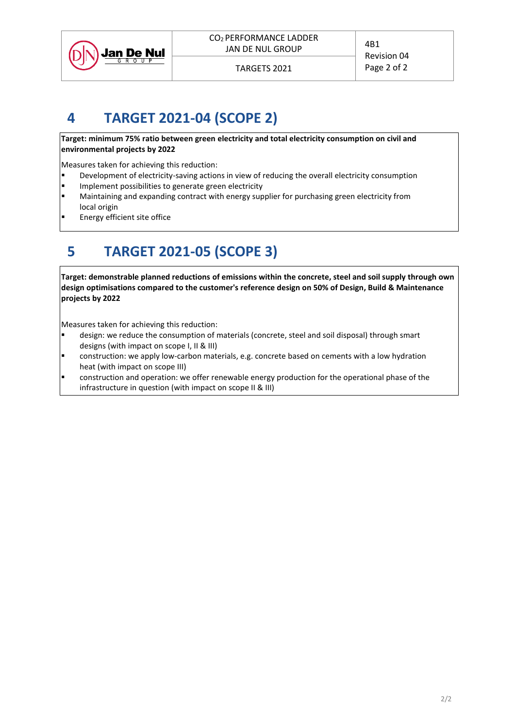# 4 TARGET 2021-04 (SCOPE 2)

**Target: minimum 75% ratio between green electricity and total electricity consumption on civil and environmental projects by 2022**

Measures taken for achieving this reduction:

- Development of electricity-saving actions in view of reducing the overall electricity consumption
- Implement possibilities to generate green electricity
- Maintaining and expanding contract with energy supplier for purchasing green electricity from local origin
- Energy efficient site office

# 5 TARGET 2021-05 (SCOPE 3)

**Target: demonstrable planned reductions of emissions within the concrete, steel and soil supply through own design optimisations compared to the customer's reference design on 50% of Design, Build & Maintenance projects by 2022**

Measures taken for achieving this reduction:

- design: we reduce the consumption of materials (concrete, steel and soil disposal) through smart designs (with impact on scope I, II & III)
- construction: we apply low-carbon materials, e.g. concrete based on cements with a low hydration heat (with impact on scope III)
- construction and operation: we offer renewable energy production for the operational phase of the infrastructure in question (with impact on scope II & III)